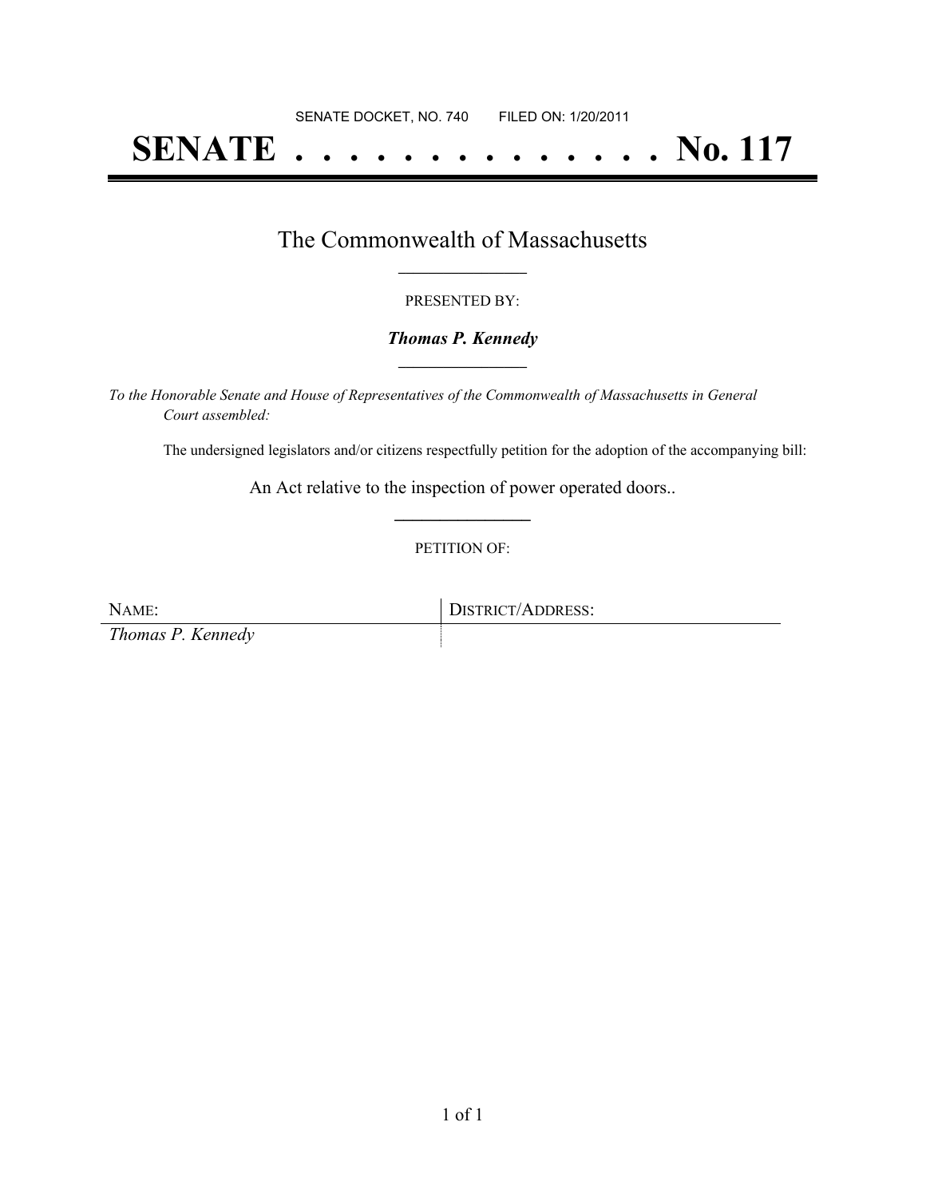SENATE DOCKET, NO. 740        FILED ON: 1/20/2011

# SENATE . . . . . . . . . . . . . . No. 117

## The Commonwealth of Massachusetts

PRESENTED BY:

***Thomas P. Kennedy***

*To the Honorable Senate and House of Representatives of the Commonwealth of Massachusetts in General Court assembled:*

The undersigned legislators and/or citizens respectfully petition for the adoption of the accompanying bill:

An Act relative to the inspection of power operated doors..

PETITION OF:

| NAME: | DISTRICT/ADDRESS: |
| --- | --- |
| *Thomas P. Kennedy* | |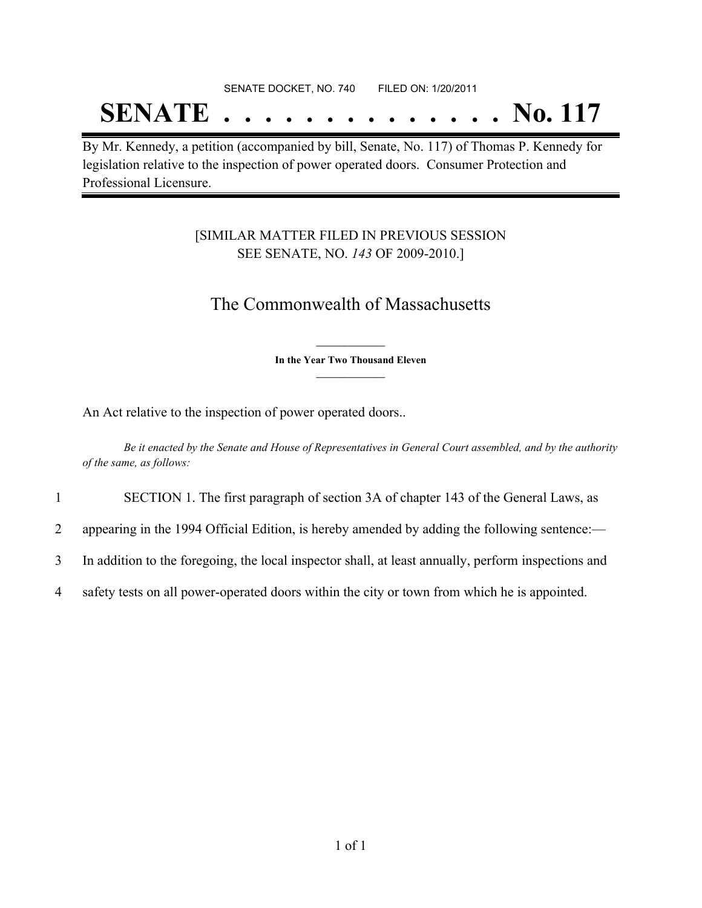SENATE DOCKET, NO. 740        FILED ON: 1/20/2011

# SENATE . . . . . . . . . . . . . . No. 117

By Mr. Kennedy, a petition (accompanied by bill, Senate, No. 117) of Thomas P. Kennedy for legislation relative to the inspection of power operated doors. Consumer Protection and Professional Licensure.

[SIMILAR MATTER FILED IN PREVIOUS SESSION
SEE SENATE, NO. *143* OF 2009-2010.]

## The Commonwealth of Massachusetts

**In the Year Two Thousand Eleven**

An Act relative to the inspection of power operated doors..

*Be it enacted by the Senate and House of Representatives in General Court assembled, and by the authority of the same, as follows:*

1 SECTION 1. The first paragraph of section 3A of chapter 143 of the General Laws, as
2 appearing in the 1994 Official Edition, is hereby amended by adding the following sentence:—
3 In addition to the foregoing, the local inspector shall, at least annually, perform inspections and
4 safety tests on all power-operated doors within the city or town from which he is appointed.